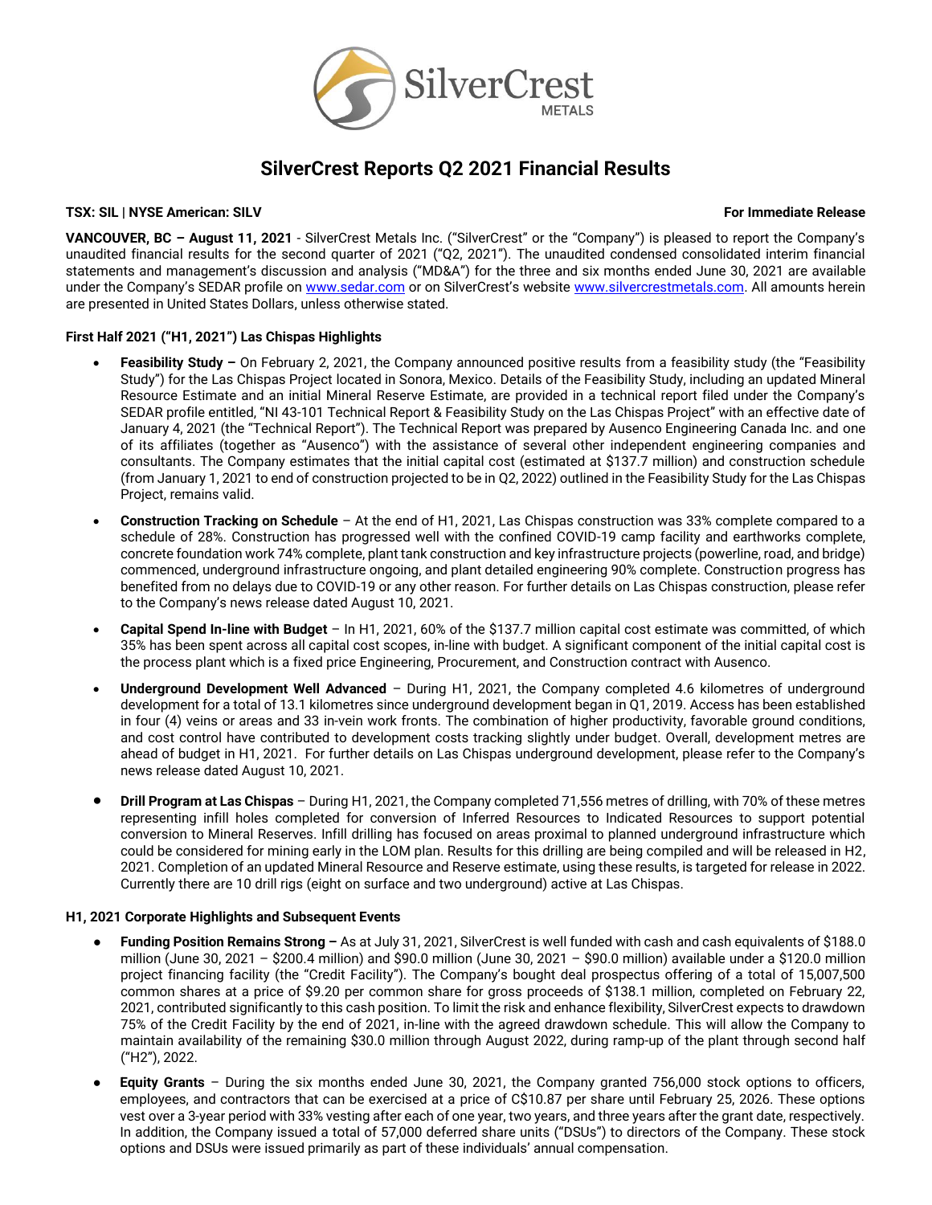# SilverCrest Reports Q2 2021 Financial Results

**TSX: SIL | NYSE American: SILV** **For Immediate Release**

**VANCOUVER, BC – August 11, 2021** - SilverCrest Metals Inc. ("SilverCrest" or the "Company") is pleased to report the Company's unaudited financial results for the second quarter of 2021 ("Q2, 2021"). The unaudited condensed consolidated interim financial statements and management's discussion and analysis ("MD&A") for the three and six months ended June 30, 2021 are available under the Company's SEDAR profile on www.sedar.com or on SilverCrest's website www.silvercrestmetals.com. All amounts herein are presented in United States Dollars, unless otherwise stated.

**First Half 2021 ("H1, 2021") Las Chispas Highlights**

- **Feasibility Study –** On February 2, 2021, the Company announced positive results from a feasibility study (the "Feasibility Study") for the Las Chispas Project located in Sonora, Mexico. Details of the Feasibility Study, including an updated Mineral Resource Estimate and an initial Mineral Reserve Estimate, are provided in a technical report filed under the Company's SEDAR profile entitled, "NI 43-101 Technical Report & Feasibility Study on the Las Chispas Project" with an effective date of January 4, 2021 (the "Technical Report"). The Technical Report was prepared by Ausenco Engineering Canada Inc. and one of its affiliates (together as "Ausenco") with the assistance of several other independent engineering companies and consultants. The Company estimates that the initial capital cost (estimated at $137.7 million) and construction schedule (from January 1, 2021 to end of construction projected to be in Q2, 2022) outlined in the Feasibility Study for the Las Chispas Project, remains valid.
- **Construction Tracking on Schedule** – At the end of H1, 2021, Las Chispas construction was 33% complete compared to a schedule of 28%. Construction has progressed well with the confined COVID-19 camp facility and earthworks complete, concrete foundation work 74% complete, plant tank construction and key infrastructure projects (powerline, road, and bridge) commenced, underground infrastructure ongoing, and plant detailed engineering 90% complete. Construction progress has benefited from no delays due to COVID-19 or any other reason. For further details on Las Chispas construction, please refer to the Company's news release dated August 10, 2021.
- **Capital Spend In-line with Budget** – In H1, 2021, 60% of the $137.7 million capital cost estimate was committed, of which 35% has been spent across all capital cost scopes, in-line with budget. A significant component of the initial capital cost is the process plant which is a fixed price Engineering, Procurement, and Construction contract with Ausenco.
- **Underground Development Well Advanced** – During H1, 2021, the Company completed 4.6 kilometres of underground development for a total of 13.1 kilometres since underground development began in Q1, 2019. Access has been established in four (4) veins or areas and 33 in-vein work fronts. The combination of higher productivity, favorable ground conditions, and cost control have contributed to development costs tracking slightly under budget. Overall, development metres are ahead of budget in H1, 2021. For further details on Las Chispas underground development, please refer to the Company's news release dated August 10, 2021.
- **Drill Program at Las Chispas** – During H1, 2021, the Company completed 71,556 metres of drilling, with 70% of these metres representing infill holes completed for conversion of Inferred Resources to Indicated Resources to support potential conversion to Mineral Reserves. Infill drilling has focused on areas proximal to planned underground infrastructure which could be considered for mining early in the LOM plan. Results for this drilling are being compiled and will be released in H2, 2021. Completion of an updated Mineral Resource and Reserve estimate, using these results, is targeted for release in 2022. Currently there are 10 drill rigs (eight on surface and two underground) active at Las Chispas.

**H1, 2021 Corporate Highlights and Subsequent Events**

- **Funding Position Remains Strong –** As at July 31, 2021, SilverCrest is well funded with cash and cash equivalents of $188.0 million (June 30, 2021 – $200.4 million) and $90.0 million (June 30, 2021 – $90.0 million) available under a $120.0 million project financing facility (the "Credit Facility"). The Company's bought deal prospectus offering of a total of 15,007,500 common shares at a price of $9.20 per common share for gross proceeds of $138.1 million, completed on February 22, 2021, contributed significantly to this cash position. To limit the risk and enhance flexibility, SilverCrest expects to drawdown 75% of the Credit Facility by the end of 2021, in-line with the agreed drawdown schedule. This will allow the Company to maintain availability of the remaining $30.0 million through August 2022, during ramp-up of the plant through second half ("H2"), 2022.
- **Equity Grants** – During the six months ended June 30, 2021, the Company granted 756,000 stock options to officers, employees, and contractors that can be exercised at a price of C$10.87 per share until February 25, 2026. These options vest over a 3-year period with 33% vesting after each of one year, two years, and three years after the grant date, respectively. In addition, the Company issued a total of 57,000 deferred share units ("DSUs") to directors of the Company. These stock options and DSUs were issued primarily as part of these individuals' annual compensation.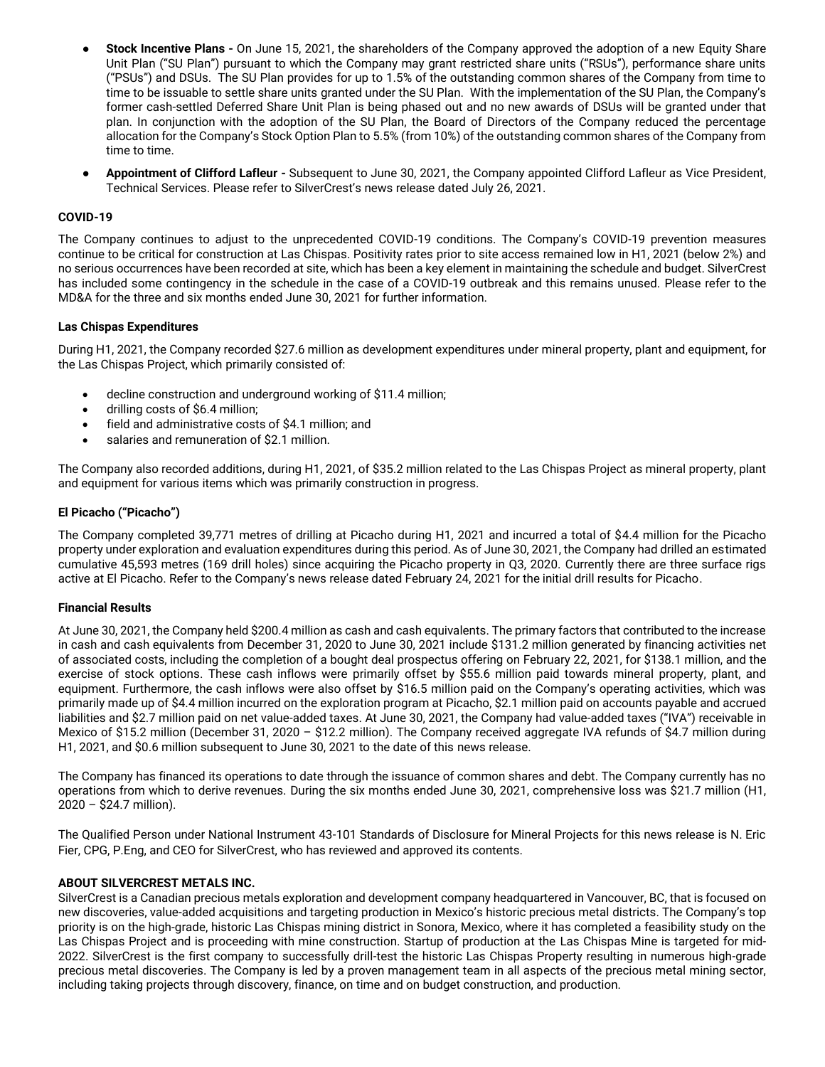- **Stock Incentive Plans -** On June 15, 2021, the shareholders of the Company approved the adoption of a new Equity Share Unit Plan ("SU Plan") pursuant to which the Company may grant restricted share units ("RSUs"), performance share units ("PSUs") and DSUs. The SU Plan provides for up to 1.5% of the outstanding common shares of the Company from time to time to be issuable to settle share units granted under the SU Plan. With the implementation of the SU Plan, the Company's former cash-settled Deferred Share Unit Plan is being phased out and no new awards of DSUs will be granted under that plan. In conjunction with the adoption of the SU Plan, the Board of Directors of the Company reduced the percentage allocation for the Company's Stock Option Plan to 5.5% (from 10%) of the outstanding common shares of the Company from time to time.
- **Appointment of Clifford Lafleur -** Subsequent to June 30, 2021, the Company appointed Clifford Lafleur as Vice President, Technical Services. Please refer to SilverCrest's news release dated July 26, 2021.

**COVID-19**

The Company continues to adjust to the unprecedented COVID-19 conditions. The Company's COVID-19 prevention measures continue to be critical for construction at Las Chispas. Positivity rates prior to site access remained low in H1, 2021 (below 2%) and no serious occurrences have been recorded at site, which has been a key element in maintaining the schedule and budget. SilverCrest has included some contingency in the schedule in the case of a COVID-19 outbreak and this remains unused. Please refer to the MD&A for the three and six months ended June 30, 2021 for further information.

**Las Chispas Expenditures**

During H1, 2021, the Company recorded $27.6 million as development expenditures under mineral property, plant and equipment, for the Las Chispas Project, which primarily consisted of:

- decline construction and underground working of $11.4 million;
- drilling costs of $6.4 million;
- field and administrative costs of $4.1 million; and
- salaries and remuneration of $2.1 million.

The Company also recorded additions, during H1, 2021, of $35.2 million related to the Las Chispas Project as mineral property, plant and equipment for various items which was primarily construction in progress.

**El Picacho ("Picacho")**

The Company completed 39,771 metres of drilling at Picacho during H1, 2021 and incurred a total of $4.4 million for the Picacho property under exploration and evaluation expenditures during this period. As of June 30, 2021, the Company had drilled an estimated cumulative 45,593 metres (169 drill holes) since acquiring the Picacho property in Q3, 2020. Currently there are three surface rigs active at El Picacho. Refer to the Company's news release dated February 24, 2021 for the initial drill results for Picacho.

**Financial Results**

At June 30, 2021, the Company held $200.4 million as cash and cash equivalents. The primary factors that contributed to the increase in cash and cash equivalents from December 31, 2020 to June 30, 2021 include $131.2 million generated by financing activities net of associated costs, including the completion of a bought deal prospectus offering on February 22, 2021, for $138.1 million, and the exercise of stock options. These cash inflows were primarily offset by $55.6 million paid towards mineral property, plant, and equipment. Furthermore, the cash inflows were also offset by $16.5 million paid on the Company's operating activities, which was primarily made up of $4.4 million incurred on the exploration program at Picacho, $2.1 million paid on accounts payable and accrued liabilities and $2.7 million paid on net value-added taxes. At June 30, 2021, the Company had value-added taxes ("IVA") receivable in Mexico of $15.2 million (December 31, 2020 – $12.2 million). The Company received aggregate IVA refunds of $4.7 million during H1, 2021, and $0.6 million subsequent to June 30, 2021 to the date of this news release.

The Company has financed its operations to date through the issuance of common shares and debt. The Company currently has no operations from which to derive revenues. During the six months ended June 30, 2021, comprehensive loss was $21.7 million (H1, 2020 – $24.7 million).

The Qualified Person under National Instrument 43-101 Standards of Disclosure for Mineral Projects for this news release is N. Eric Fier, CPG, P.Eng, and CEO for SilverCrest, who has reviewed and approved its contents.

**ABOUT SILVERCREST METALS INC.**

SilverCrest is a Canadian precious metals exploration and development company headquartered in Vancouver, BC, that is focused on new discoveries, value-added acquisitions and targeting production in Mexico's historic precious metal districts. The Company's top priority is on the high-grade, historic Las Chispas mining district in Sonora, Mexico, where it has completed a feasibility study on the Las Chispas Project and is proceeding with mine construction. Startup of production at the Las Chispas Mine is targeted for mid-2022. SilverCrest is the first company to successfully drill-test the historic Las Chispas Property resulting in numerous high-grade precious metal discoveries. The Company is led by a proven management team in all aspects of the precious metal mining sector, including taking projects through discovery, finance, on time and on budget construction, and production.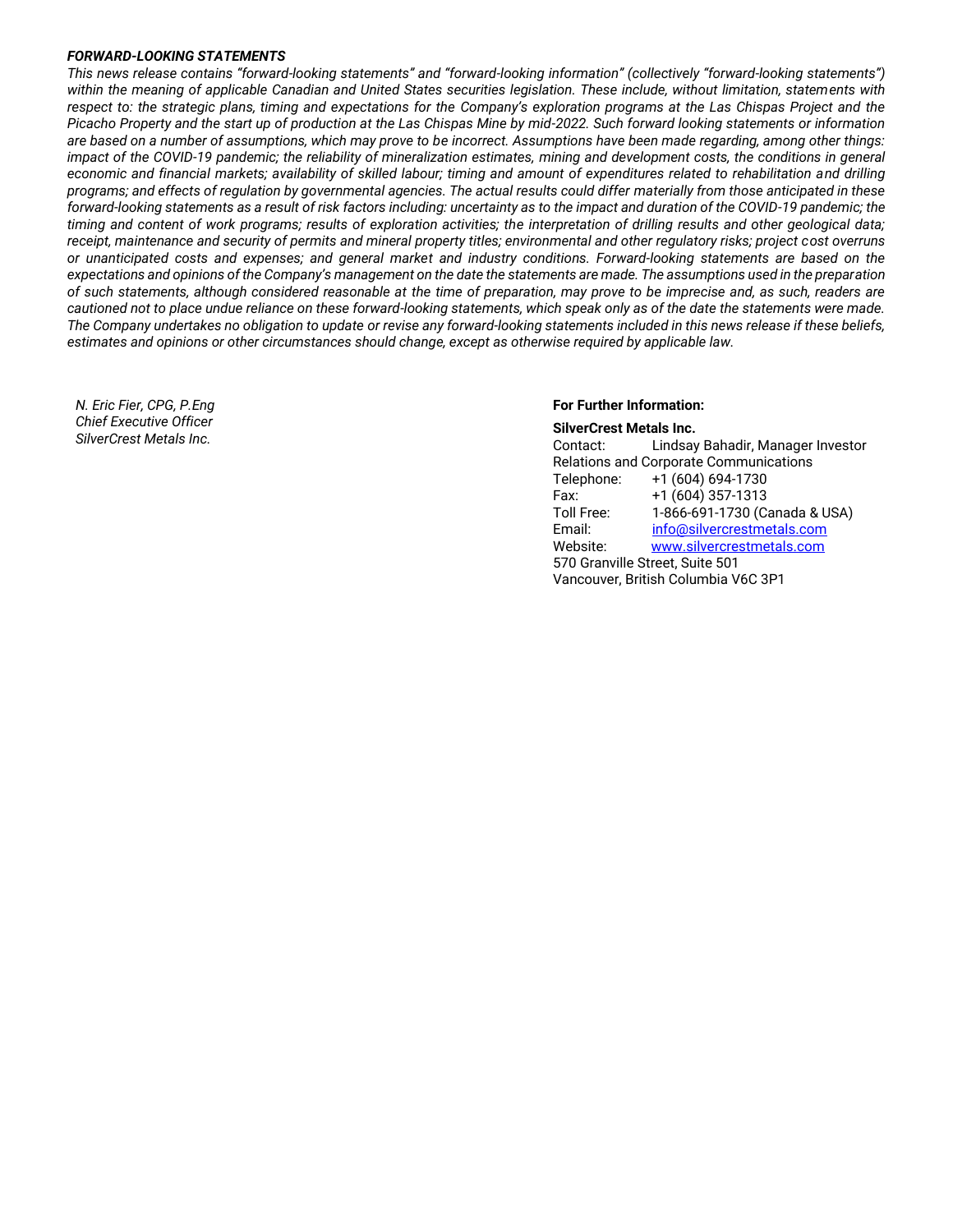***FORWARD-LOOKING STATEMENTS***

*This news release contains "forward-looking statements" and "forward-looking information" (collectively "forward-looking statements") within the meaning of applicable Canadian and United States securities legislation. These include, without limitation, statements with respect to: the strategic plans, timing and expectations for the Company's exploration programs at the Las Chispas Project and the Picacho Property and the start up of production at the Las Chispas Mine by mid-2022. Such forward looking statements or information are based on a number of assumptions, which may prove to be incorrect. Assumptions have been made regarding, among other things: impact of the COVID-19 pandemic; the reliability of mineralization estimates, mining and development costs, the conditions in general economic and financial markets; availability of skilled labour; timing and amount of expenditures related to rehabilitation and drilling programs; and effects of regulation by governmental agencies. The actual results could differ materially from those anticipated in these forward-looking statements as a result of risk factors including: uncertainty as to the impact and duration of the COVID-19 pandemic; the timing and content of work programs; results of exploration activities; the interpretation of drilling results and other geological data; receipt, maintenance and security of permits and mineral property titles; environmental and other regulatory risks; project cost overruns or unanticipated costs and expenses; and general market and industry conditions. Forward-looking statements are based on the expectations and opinions of the Company's management on the date the statements are made. The assumptions used in the preparation of such statements, although considered reasonable at the time of preparation, may prove to be imprecise and, as such, readers are cautioned not to place undue reliance on these forward-looking statements, which speak only as of the date the statements were made. The Company undertakes no obligation to update or revise any forward-looking statements included in this news release if these beliefs, estimates and opinions or other circumstances should change, except as otherwise required by applicable law.*

*N. Eric Fier, CPG, P.Eng*
*Chief Executive Officer*
*SilverCrest Metals Inc.*

**For Further Information:**

**SilverCrest Metals Inc.**
Contact: Lindsay Bahadir, Manager Investor Relations and Corporate Communications
Telephone: +1 (604) 694-1730
Fax: +1 (604) 357-1313
Toll Free: 1-866-691-1730 (Canada & USA)
Email: info@silvercrestmetals.com
Website: www.silvercrestmetals.com
570 Granville Street, Suite 501
Vancouver, British Columbia V6C 3P1